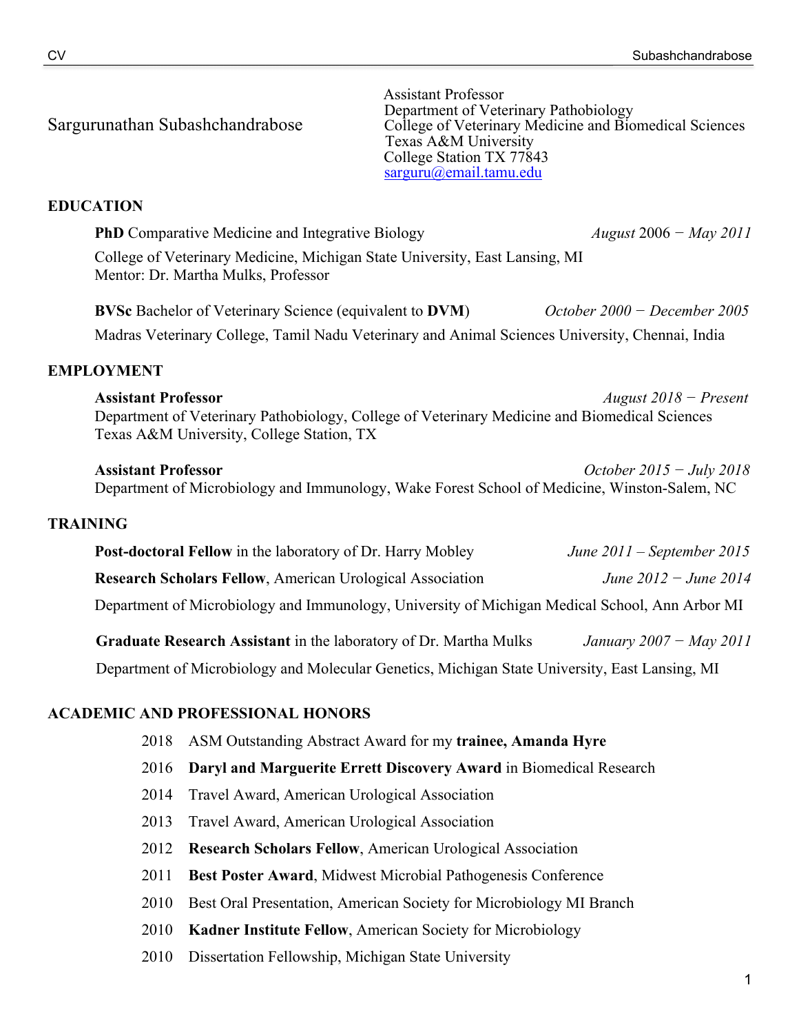Sargurunathan Subashchandrabose

Assistant Professor
Department of Veterinary Pathobiology
College of Veterinary Medicine and Biomedical Sciences
Texas A&M University
College Station TX 77843
sarguru@email.tamu.edu

## EDUCATION

**PhD** Comparative Medicine and Integrative Biology — *August* 2006 − *May 2011*

College of Veterinary Medicine, Michigan State University, East Lansing, MI
Mentor: Dr. Martha Mulks, Professor

**BVSc** Bachelor of Veterinary Science (equivalent to **DVM**) — *October 2000 − December 2005*

Madras Veterinary College, Tamil Nadu Veterinary and Animal Sciences University, Chennai, India

## EMPLOYMENT

**Assistant Professor** — *August 2018 − Present*
Department of Veterinary Pathobiology, College of Veterinary Medicine and Biomedical Sciences
Texas A&M University, College Station, TX

**Assistant Professor** — *October 2015 − July 2018*
Department of Microbiology and Immunology, Wake Forest School of Medicine, Winston-Salem, NC

## TRAINING

**Post-doctoral Fellow** in the laboratory of Dr. Harry Mobley — *June 2011 – September 2015*

**Research Scholars Fellow**, American Urological Association — *June 2012 − June 2014*

Department of Microbiology and Immunology, University of Michigan Medical School, Ann Arbor MI

**Graduate Research Assistant** in the laboratory of Dr. Martha Mulks — *January 2007 − May 2011*

Department of Microbiology and Molecular Genetics, Michigan State University, East Lansing, MI

## ACADEMIC AND PROFESSIONAL HONORS

- 2018 ASM Outstanding Abstract Award for my **trainee, Amanda Hyre**
- 2016 **Daryl and Marguerite Errett Discovery Award** in Biomedical Research
- 2014 Travel Award, American Urological Association
- 2013 Travel Award, American Urological Association
- 2012 **Research Scholars Fellow**, American Urological Association
- 2011 **Best Poster Award**, Midwest Microbial Pathogenesis Conference
- 2010 Best Oral Presentation, American Society for Microbiology MI Branch
- 2010 **Kadner Institute Fellow**, American Society for Microbiology
- 2010 Dissertation Fellowship, Michigan State University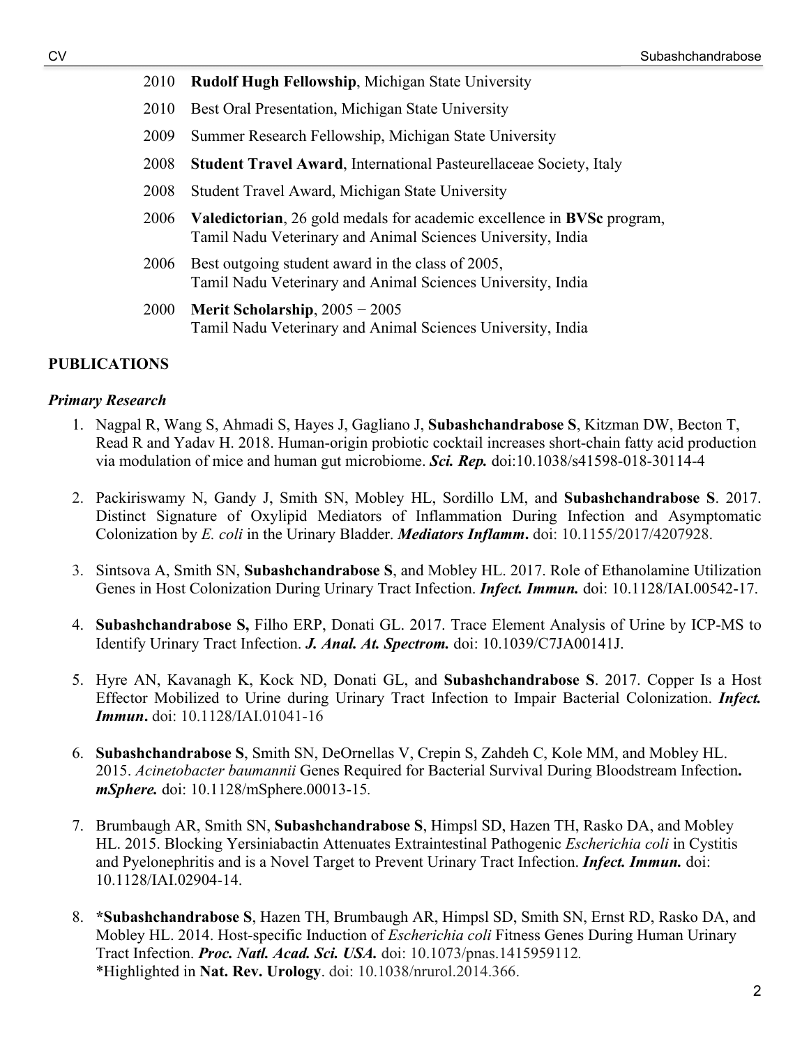2010 **Rudolf Hugh Fellowship**, Michigan State University

2010 Best Oral Presentation, Michigan State University

2009 Summer Research Fellowship, Michigan State University

2008 **Student Travel Award**, International Pasteurellaceae Society, Italy

2008 Student Travel Award, Michigan State University

2006 **Valedictorian**, 26 gold medals for academic excellence in **BVSc** program, Tamil Nadu Veterinary and Animal Sciences University, India

2006 Best outgoing student award in the class of 2005, Tamil Nadu Veterinary and Animal Sciences University, India

2000 **Merit Scholarship**, 2005 − 2005 Tamil Nadu Veterinary and Animal Sciences University, India

## PUBLICATIONS

### *Primary Research*

1. Nagpal R, Wang S, Ahmadi S, Hayes J, Gagliano J, **Subashchandrabose S**, Kitzman DW, Becton T, Read R and Yadav H. 2018. Human-origin probiotic cocktail increases short-chain fatty acid production via modulation of mice and human gut microbiome. ***Sci. Rep.*** doi:10.1038/s41598-018-30114-4

2. Packiriswamy N, Gandy J, Smith SN, Mobley HL, Sordillo LM, and **Subashchandrabose S**. 2017. Distinct Signature of Oxylipid Mediators of Inflammation During Infection and Asymptomatic Colonization by *E. coli* in the Urinary Bladder. ***Mediators Inflamm***. doi: 10.1155/2017/4207928.

3. Sintsova A, Smith SN, **Subashchandrabose S**, and Mobley HL. 2017. Role of Ethanolamine Utilization Genes in Host Colonization During Urinary Tract Infection. ***Infect. Immun.*** doi: 10.1128/IAI.00542-17.

4. **Subashchandrabose S,** Filho ERP, Donati GL. 2017. Trace Element Analysis of Urine by ICP-MS to Identify Urinary Tract Infection. ***J. Anal. At. Spectrom.*** doi: 10.1039/C7JA00141J.

5. Hyre AN, Kavanagh K, Kock ND, Donati GL, and **Subashchandrabose S**. 2017. Copper Is a Host Effector Mobilized to Urine during Urinary Tract Infection to Impair Bacterial Colonization. ***Infect. Immun***. doi: 10.1128/IAI.01041-16

6. **Subashchandrabose S**, Smith SN, DeOrnellas V, Crepin S, Zahdeh C, Kole MM, and Mobley HL. 2015. *Acinetobacter baumannii* Genes Required for Bacterial Survival During Bloodstream Infection**.** ***mSphere.*** doi: 10.1128/mSphere.00013-15.

7. Brumbaugh AR, Smith SN, **Subashchandrabose S**, Himpsl SD, Hazen TH, Rasko DA, and Mobley HL. 2015. Blocking Yersiniabactin Attenuates Extraintestinal Pathogenic *Escherichia coli* in Cystitis and Pyelonephritis and is a Novel Target to Prevent Urinary Tract Infection. ***Infect. Immun.*** doi: 10.1128/IAI.02904-14.

8. ***Subashchandrabose S**, Hazen TH, Brumbaugh AR, Himpsl SD, Smith SN, Ernst RD, Rasko DA, and Mobley HL. 2014. Host-specific Induction of *Escherichia coli* Fitness Genes During Human Urinary Tract Infection. ***Proc. Natl. Acad. Sci. USA.*** doi: 10.1073/pnas.1415959112.
*Highlighted in **Nat. Rev. Urology**. doi: 10.1038/nrurol.2014.366.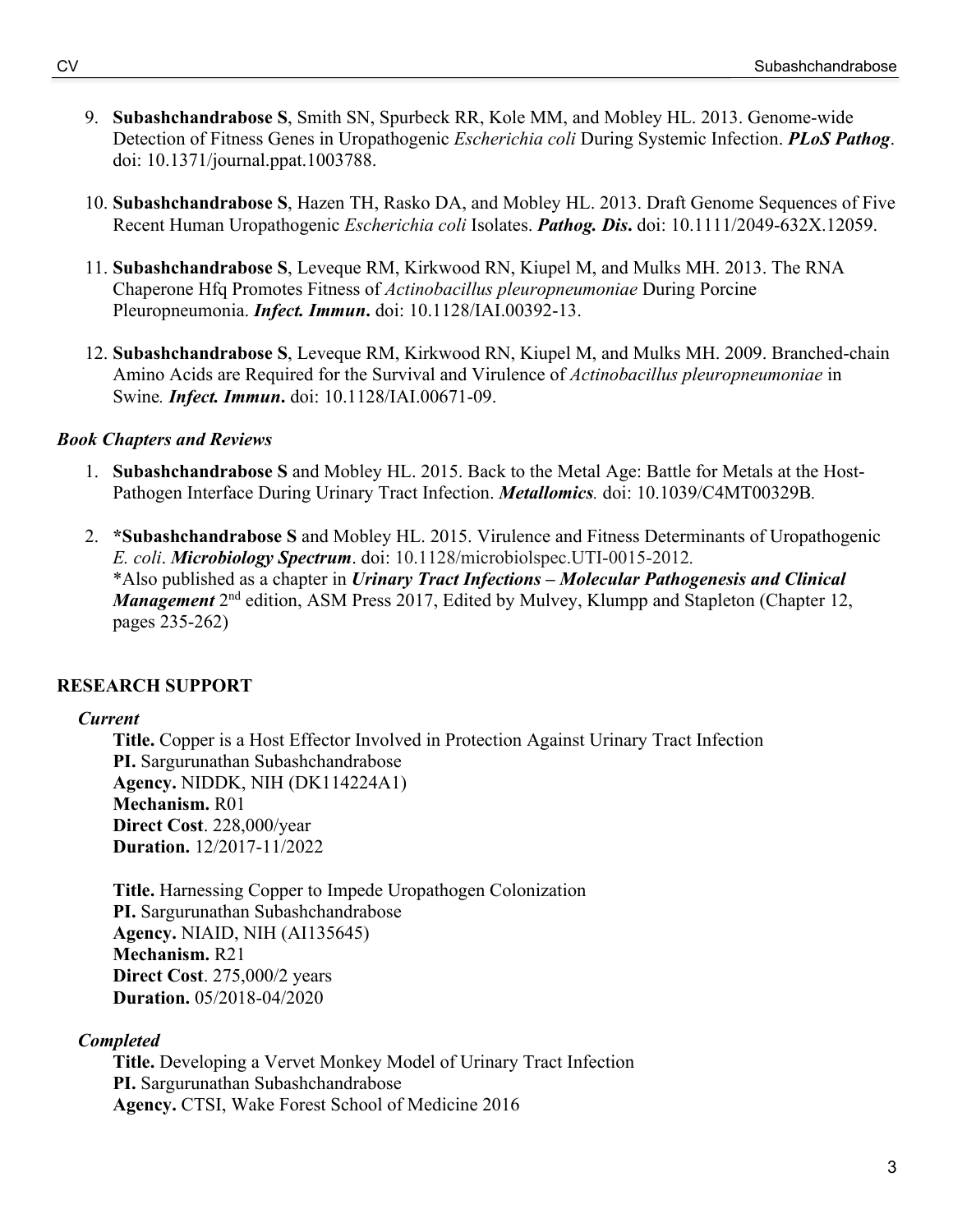9. **Subashchandrabose S**, Smith SN, Spurbeck RR, Kole MM, and Mobley HL. 2013. Genome-wide Detection of Fitness Genes in Uropathogenic *Escherichia coli* During Systemic Infection. ***PLoS Pathog***. doi: 10.1371/journal.ppat.1003788.

10. **Subashchandrabose S**, Hazen TH, Rasko DA, and Mobley HL. 2013. Draft Genome Sequences of Five Recent Human Uropathogenic *Escherichia coli* Isolates. ***Pathog. Dis.*** doi: 10.1111/2049-632X.12059.

11. **Subashchandrabose S**, Leveque RM, Kirkwood RN, Kiupel M, and Mulks MH. 2013. The RNA Chaperone Hfq Promotes Fitness of *Actinobacillus pleuropneumoniae* During Porcine Pleuropneumonia. ***Infect. Immun.*** doi: 10.1128/IAI.00392-13.

12. **Subashchandrabose S**, Leveque RM, Kirkwood RN, Kiupel M, and Mulks MH. 2009. Branched-chain Amino Acids are Required for the Survival and Virulence of *Actinobacillus pleuropneumoniae* in Swine*.* ***Infect. Immun.*** doi: 10.1128/IAI.00671-09.

### *Book Chapters and Reviews*

1. **Subashchandrabose S** and Mobley HL. 2015. Back to the Metal Age: Battle for Metals at the Host-Pathogen Interface During Urinary Tract Infection. ***Metallomics****.* doi: 10.1039/C4MT00329B.

2. **\*Subashchandrabose S** and Mobley HL. 2015. Virulence and Fitness Determinants of Uropathogenic *E. coli*. ***Microbiology Spectrum***. doi: 10.1128/microbiolspec.UTI-0015-2012.
   *Also published as a chapter in ***Urinary Tract Infections – Molecular Pathogenesis and Clinical Management*** 2nd edition, ASM Press 2017, Edited by Mulvey, Klumpp and Stapleton (Chapter 12, pages 235-262)

## RESEARCH SUPPORT

### *Current*

**Title.** Copper is a Host Effector Involved in Protection Against Urinary Tract Infection
**PI.** Sargurunathan Subashchandrabose
**Agency.** NIDDK, NIH (DK114224A1)
**Mechanism.** R01
**Direct Cost**. 228,000/year
**Duration.** 12/2017-11/2022

**Title.** Harnessing Copper to Impede Uropathogen Colonization
**PI.** Sargurunathan Subashchandrabose
**Agency.** NIAID, NIH (AI135645)
**Mechanism.** R21
**Direct Cost**. 275,000/2 years
**Duration.** 05/2018-04/2020

### *Completed*

**Title.** Developing a Vervet Monkey Model of Urinary Tract Infection
**PI.** Sargurunathan Subashchandrabose
**Agency.** CTSI, Wake Forest School of Medicine 2016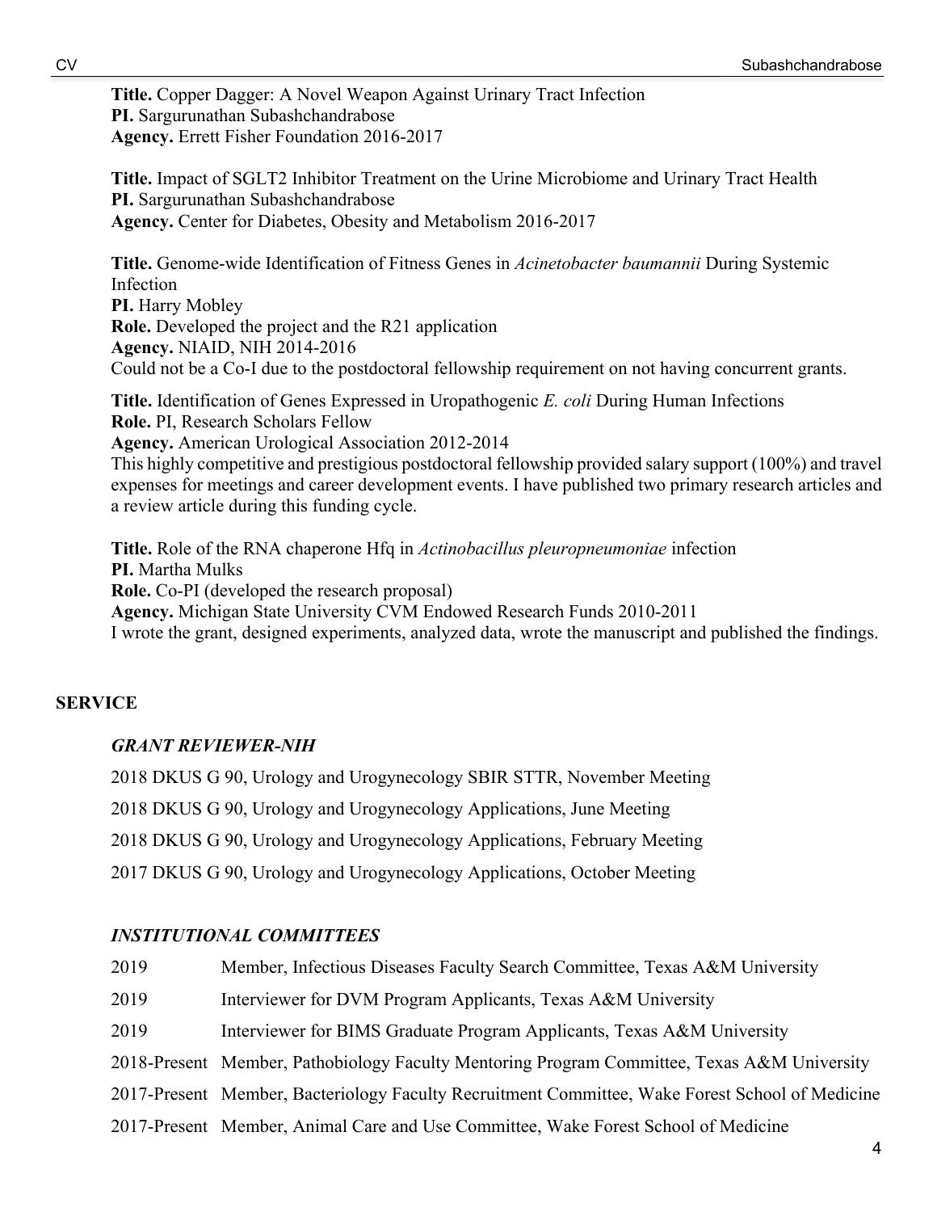**Title.** Copper Dagger: A Novel Weapon Against Urinary Tract Infection
**PI.** Sargurunathan Subashchandrabose
**Agency.** Errett Fisher Foundation 2016-2017

**Title.** Impact of SGLT2 Inhibitor Treatment on the Urine Microbiome and Urinary Tract Health
**PI.** Sargurunathan Subashchandrabose
**Agency.** Center for Diabetes, Obesity and Metabolism 2016-2017

**Title.** Genome-wide Identification of Fitness Genes in *Acinetobacter baumannii* During Systemic Infection
**PI.** Harry Mobley
**Role.** Developed the project and the R21 application
**Agency.** NIAID, NIH 2014-2016
Could not be a Co-I due to the postdoctoral fellowship requirement on not having concurrent grants.

**Title.** Identification of Genes Expressed in Uropathogenic *E. coli* During Human Infections
**Role.** PI, Research Scholars Fellow
**Agency.** American Urological Association 2012-2014
This highly competitive and prestigious postdoctoral fellowship provided salary support (100%) and travel expenses for meetings and career development events. I have published two primary research articles and a review article during this funding cycle.

**Title.** Role of the RNA chaperone Hfq in *Actinobacillus pleuropneumoniae* infection
**PI.** Martha Mulks
**Role.** Co-PI (developed the research proposal)
**Agency.** Michigan State University CVM Endowed Research Funds 2010-2011
I wrote the grant, designed experiments, analyzed data, wrote the manuscript and published the findings.

## SERVICE

### *GRANT REVIEWER-NIH*

2018 DKUS G 90, Urology and Urogynecology SBIR STTR, November Meeting

2018 DKUS G 90, Urology and Urogynecology Applications, June Meeting

2018 DKUS G 90, Urology and Urogynecology Applications, February Meeting

2017 DKUS G 90, Urology and Urogynecology Applications, October Meeting

### *INSTITUTIONAL COMMITTEES*

2019 Member, Infectious Diseases Faculty Search Committee, Texas A&M University

2019 Interviewer for DVM Program Applicants, Texas A&M University

2019 Interviewer for BIMS Graduate Program Applicants, Texas A&M University

2018-Present Member, Pathobiology Faculty Mentoring Program Committee, Texas A&M University

2017-Present Member, Bacteriology Faculty Recruitment Committee, Wake Forest School of Medicine

2017-Present Member, Animal Care and Use Committee, Wake Forest School of Medicine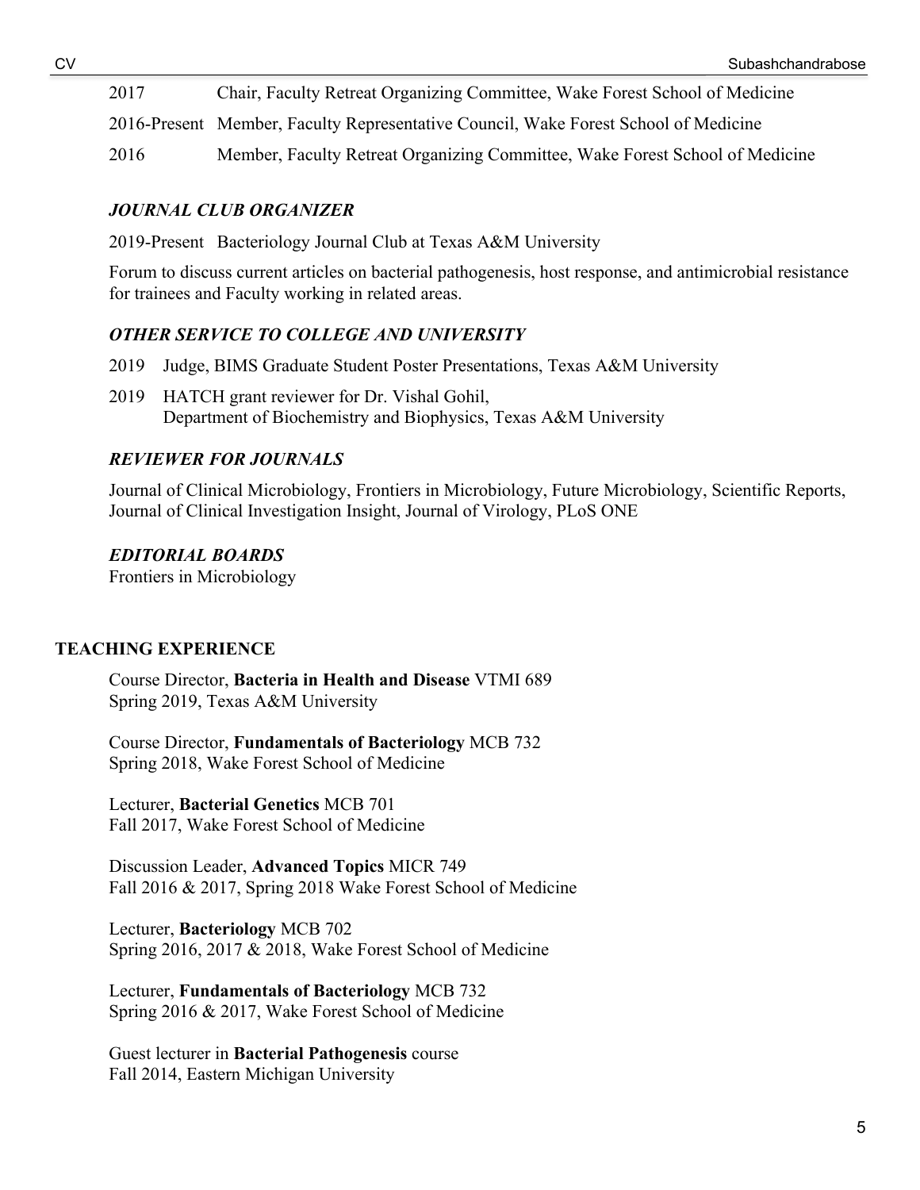2017 Chair, Faculty Retreat Organizing Committee, Wake Forest School of Medicine

2016-Present Member, Faculty Representative Council, Wake Forest School of Medicine

2016 Member, Faculty Retreat Organizing Committee, Wake Forest School of Medicine

### *JOURNAL CLUB ORGANIZER*

2019-Present Bacteriology Journal Club at Texas A&M University

Forum to discuss current articles on bacterial pathogenesis, host response, and antimicrobial resistance for trainees and Faculty working in related areas.

### *OTHER SERVICE TO COLLEGE AND UNIVERSITY*

2019 Judge, BIMS Graduate Student Poster Presentations, Texas A&M University

2019 HATCH grant reviewer for Dr. Vishal Gohil,
Department of Biochemistry and Biophysics, Texas A&M University

### *REVIEWER FOR JOURNALS*

Journal of Clinical Microbiology, Frontiers in Microbiology, Future Microbiology, Scientific Reports, Journal of Clinical Investigation Insight, Journal of Virology, PLoS ONE

### *EDITORIAL BOARDS*

Frontiers in Microbiology

## TEACHING EXPERIENCE

Course Director, **Bacteria in Health and Disease** VTMI 689
Spring 2019, Texas A&M University

Course Director, **Fundamentals of Bacteriology** MCB 732
Spring 2018, Wake Forest School of Medicine

Lecturer, **Bacterial Genetics** MCB 701
Fall 2017, Wake Forest School of Medicine

Discussion Leader, **Advanced Topics** MICR 749
Fall 2016 & 2017, Spring 2018 Wake Forest School of Medicine

Lecturer, **Bacteriology** MCB 702
Spring 2016, 2017 & 2018, Wake Forest School of Medicine

Lecturer, **Fundamentals of Bacteriology** MCB 732
Spring 2016 & 2017, Wake Forest School of Medicine

Guest lecturer in **Bacterial Pathogenesis** course
Fall 2014, Eastern Michigan University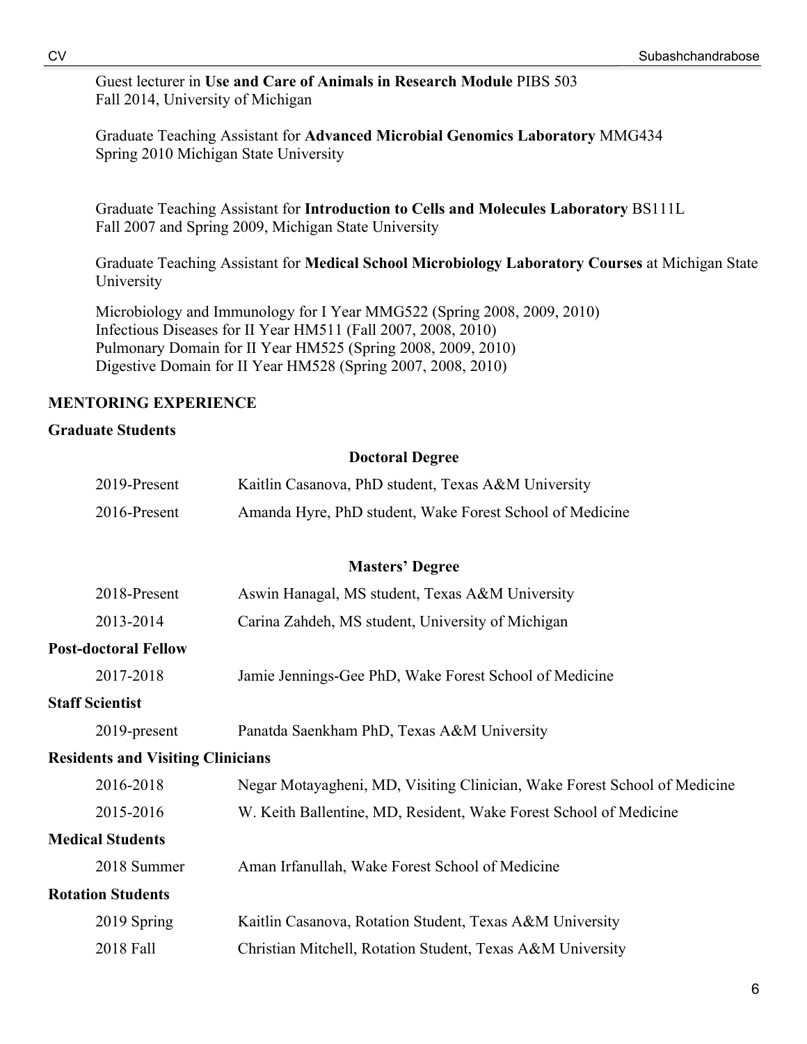Guest lecturer in **Use and Care of Animals in Research Module** PIBS 503
Fall 2014, University of Michigan

Graduate Teaching Assistant for **Advanced Microbial Genomics Laboratory** MMG434
Spring 2010 Michigan State University

Graduate Teaching Assistant for **Introduction to Cells and Molecules Laboratory** BS111L
Fall 2007 and Spring 2009, Michigan State University

Graduate Teaching Assistant for **Medical School Microbiology Laboratory Courses** at Michigan State University

Microbiology and Immunology for I Year MMG522 (Spring 2008, 2009, 2010)
Infectious Diseases for II Year HM511 (Fall 2007, 2008, 2010)
Pulmonary Domain for II Year HM525 (Spring 2008, 2009, 2010)
Digestive Domain for II Year HM528 (Spring 2007, 2008, 2010)

## MENTORING EXPERIENCE

### Graduate Students

**Doctoral Degree**

| | |
|---|---|
| 2019-Present | Kaitlin Casanova, PhD student, Texas A&M University |
| 2016-Present | Amanda Hyre, PhD student, Wake Forest School of Medicine |

**Masters' Degree**

| | |
|---|---|
| 2018-Present | Aswin Hanagal, MS student, Texas A&M University |
| 2013-2014 | Carina Zahdeh, MS student, University of Michigan |

### Post-doctoral Fellow

| | |
|---|---|
| 2017-2018 | Jamie Jennings-Gee PhD, Wake Forest School of Medicine |

### Staff Scientist

| | |
|---|---|
| 2019-present | Panatda Saenkham PhD, Texas A&M University |

### Residents and Visiting Clinicians

| | |
|---|---|
| 2016-2018 | Negar Motayagheni, MD, Visiting Clinician, Wake Forest School of Medicine |
| 2015-2016 | W. Keith Ballentine, MD, Resident, Wake Forest School of Medicine |

### Medical Students

| | |
|---|---|
| 2018 Summer | Aman Irfanullah, Wake Forest School of Medicine |

### Rotation Students

| | |
|---|---|
| 2019 Spring | Kaitlin Casanova, Rotation Student, Texas A&M University |
| 2018 Fall | Christian Mitchell, Rotation Student, Texas A&M University |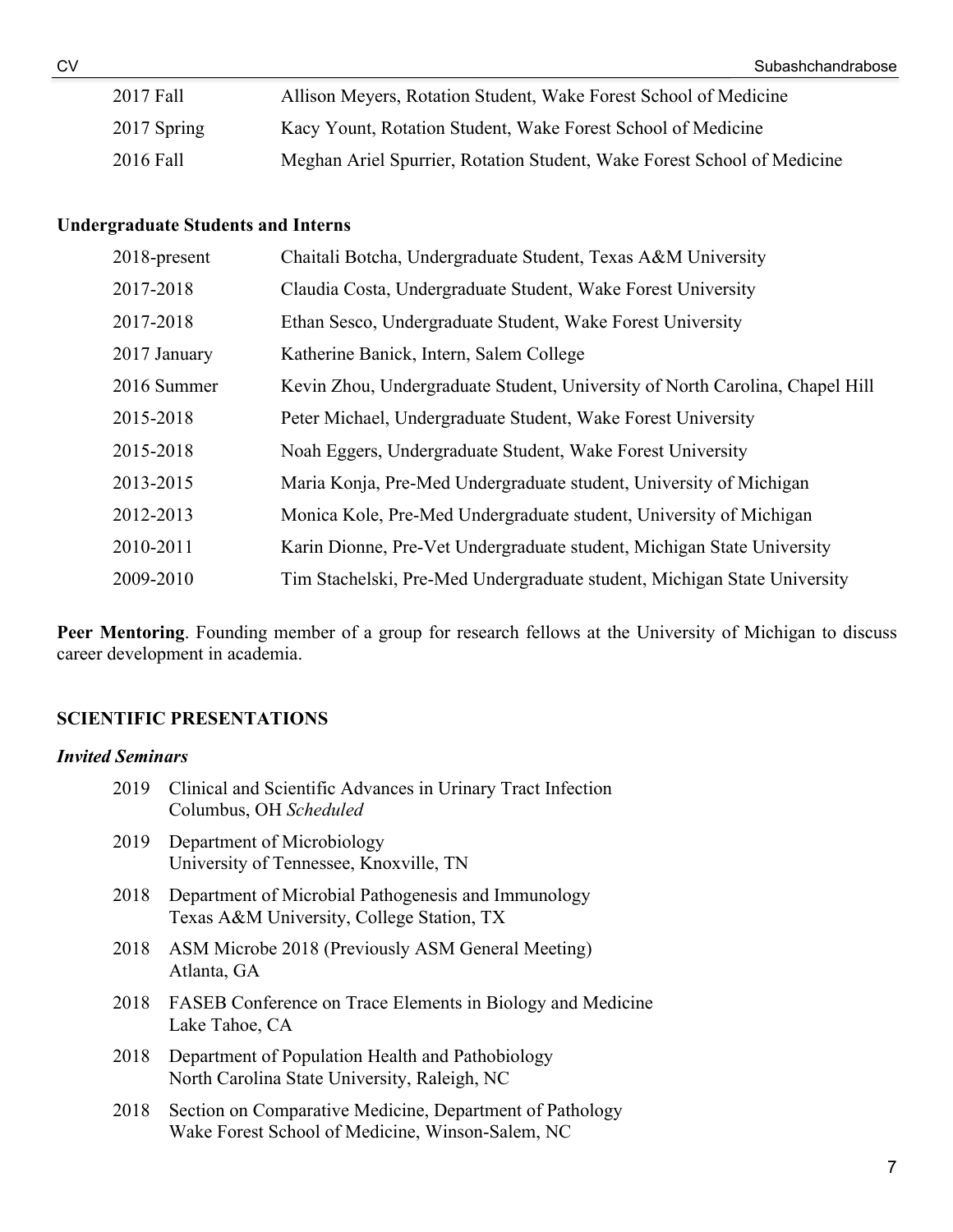| | |
|---|---|
| 2017 Fall | Allison Meyers, Rotation Student, Wake Forest School of Medicine |
| 2017 Spring | Kacy Yount, Rotation Student, Wake Forest School of Medicine |
| 2016 Fall | Meghan Ariel Spurrier, Rotation Student, Wake Forest School of Medicine |

**Undergraduate Students and Interns**

| | |
|---|---|
| 2018-present | Chaitali Botcha, Undergraduate Student, Texas A&M University |
| 2017-2018 | Claudia Costa, Undergraduate Student, Wake Forest University |
| 2017-2018 | Ethan Sesco, Undergraduate Student, Wake Forest University |
| 2017 January | Katherine Banick, Intern, Salem College |
| 2016 Summer | Kevin Zhou, Undergraduate Student, University of North Carolina, Chapel Hill |
| 2015-2018 | Peter Michael, Undergraduate Student, Wake Forest University |
| 2015-2018 | Noah Eggers, Undergraduate Student, Wake Forest University |
| 2013-2015 | Maria Konja, Pre-Med Undergraduate student, University of Michigan |
| 2012-2013 | Monica Kole, Pre-Med Undergraduate student, University of Michigan |
| 2010-2011 | Karin Dionne, Pre-Vet Undergraduate student, Michigan State University |
| 2009-2010 | Tim Stachelski, Pre-Med Undergraduate student, Michigan State University |

**Peer Mentoring**. Founding member of a group for research fellows at the University of Michigan to discuss career development in academia.

## SCIENTIFIC PRESENTATIONS

### *Invited Seminars*

- 2019 Clinical and Scientific Advances in Urinary Tract Infection
  Columbus, OH *Scheduled*
- 2019 Department of Microbiology
  University of Tennessee, Knoxville, TN
- 2018 Department of Microbial Pathogenesis and Immunology
  Texas A&M University, College Station, TX
- 2018 ASM Microbe 2018 (Previously ASM General Meeting)
  Atlanta, GA
- 2018 FASEB Conference on Trace Elements in Biology and Medicine
  Lake Tahoe, CA
- 2018 Department of Population Health and Pathobiology
  North Carolina State University, Raleigh, NC
- 2018 Section on Comparative Medicine, Department of Pathology
  Wake Forest School of Medicine, Winson-Salem, NC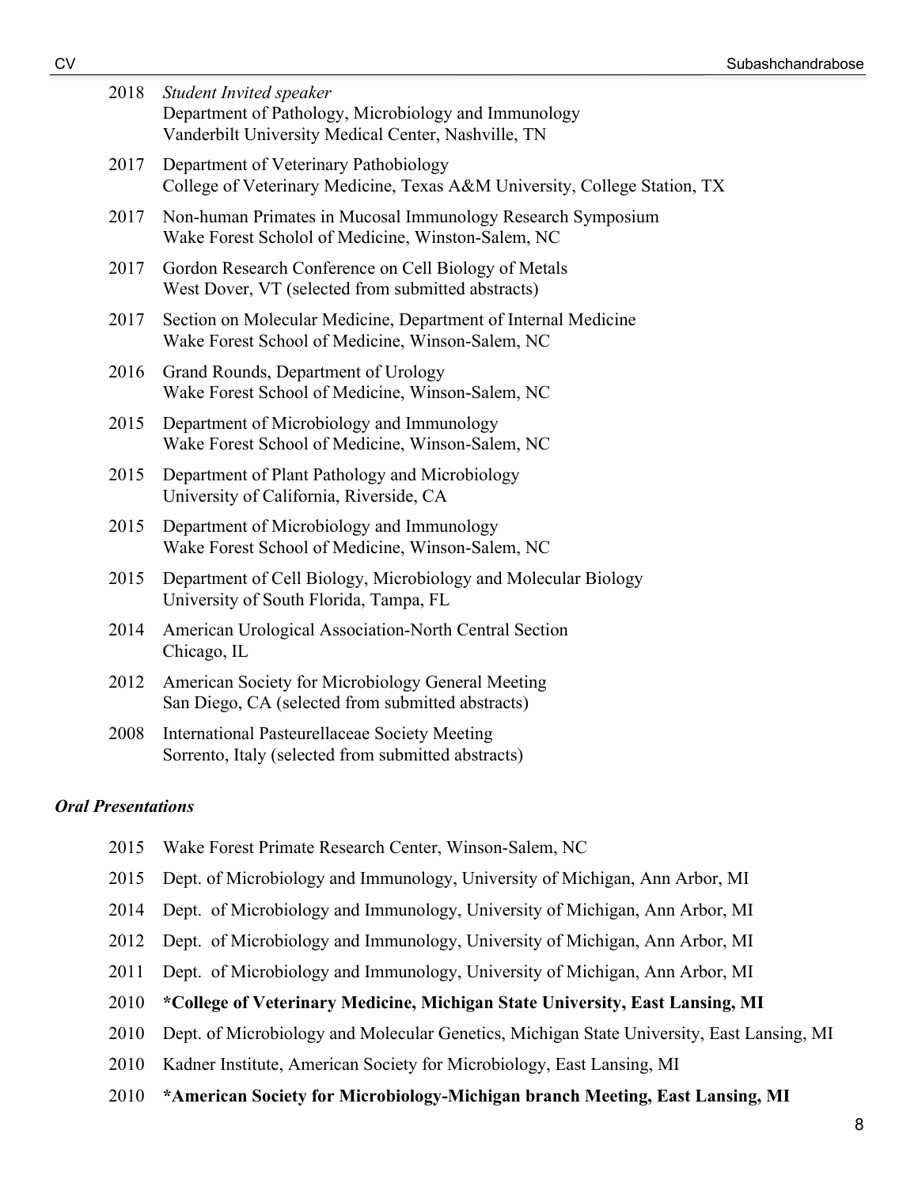2018 *Student Invited speaker*
Department of Pathology, Microbiology and Immunology
Vanderbilt University Medical Center, Nashville, TN

2017 Department of Veterinary Pathobiology
College of Veterinary Medicine, Texas A&M University, College Station, TX

2017 Non-human Primates in Mucosal Immunology Research Symposium
Wake Forest Scholol of Medicine, Winston-Salem, NC

2017 Gordon Research Conference on Cell Biology of Metals
West Dover, VT (selected from submitted abstracts)

2017 Section on Molecular Medicine, Department of Internal Medicine
Wake Forest School of Medicine, Winson-Salem, NC

2016 Grand Rounds, Department of Urology
Wake Forest School of Medicine, Winson-Salem, NC

2015 Department of Microbiology and Immunology
Wake Forest School of Medicine, Winson-Salem, NC

2015 Department of Plant Pathology and Microbiology
University of California, Riverside, CA

2015 Department of Microbiology and Immunology
Wake Forest School of Medicine, Winson-Salem, NC

2015 Department of Cell Biology, Microbiology and Molecular Biology
University of South Florida, Tampa, FL

2014 American Urological Association-North Central Section
Chicago, IL

2012 American Society for Microbiology General Meeting
San Diego, CA (selected from submitted abstracts)

2008 International Pasteurellaceae Society Meeting
Sorrento, Italy (selected from submitted abstracts)

***Oral Presentations***

2015 Wake Forest Primate Research Center, Winson-Salem, NC

2015 Dept. of Microbiology and Immunology, University of Michigan, Ann Arbor, MI

2014 Dept. of Microbiology and Immunology, University of Michigan, Ann Arbor, MI

2012 Dept. of Microbiology and Immunology, University of Michigan, Ann Arbor, MI

2011 Dept. of Microbiology and Immunology, University of Michigan, Ann Arbor, MI

2010 **\*College of Veterinary Medicine, Michigan State University, East Lansing, MI**

2010 Dept. of Microbiology and Molecular Genetics, Michigan State University, East Lansing, MI

2010 Kadner Institute, American Society for Microbiology, East Lansing, MI

2010 **\*American Society for Microbiology-Michigan branch Meeting, East Lansing, MI**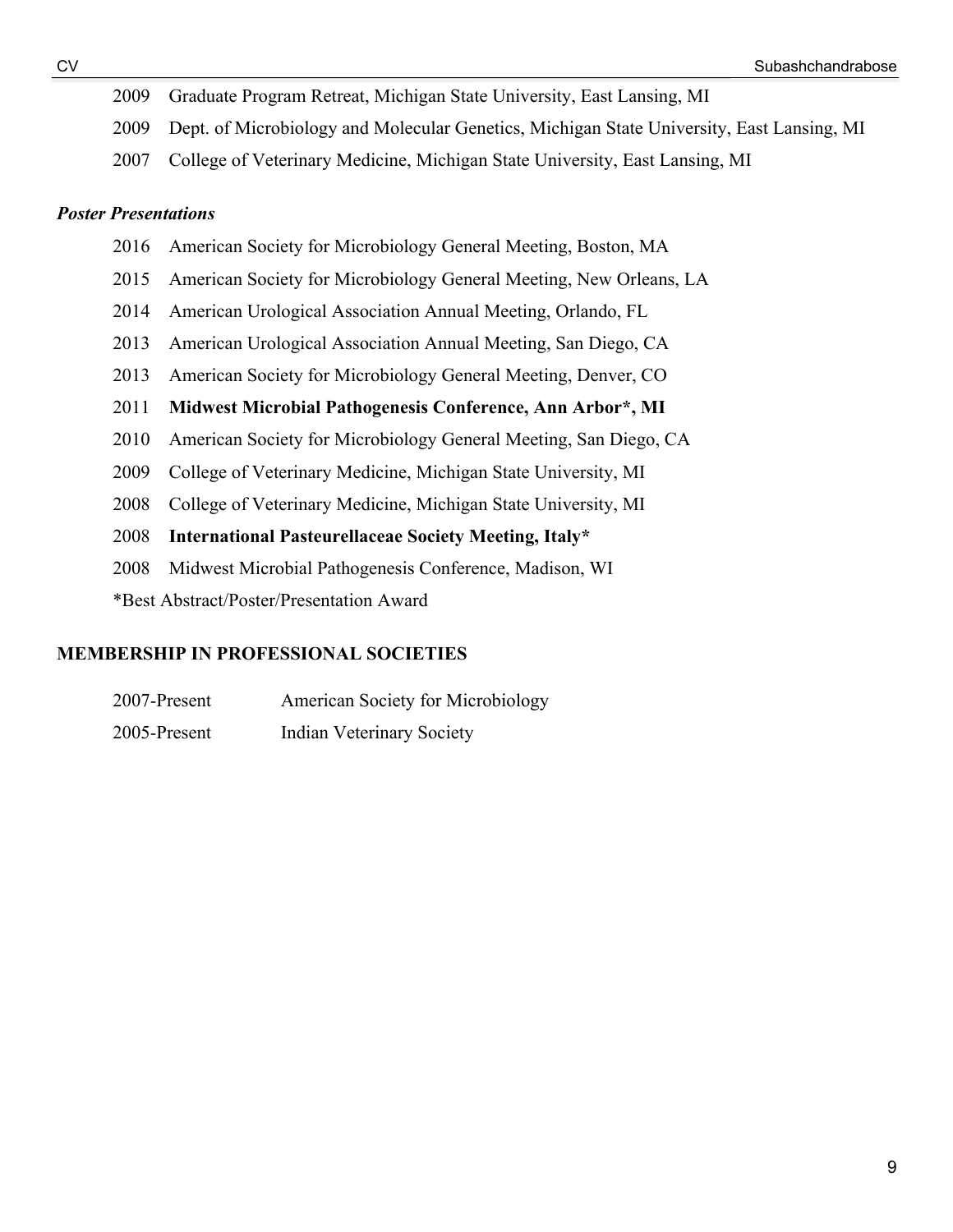2009 Graduate Program Retreat, Michigan State University, East Lansing, MI

2009 Dept. of Microbiology and Molecular Genetics, Michigan State University, East Lansing, MI

2007 College of Veterinary Medicine, Michigan State University, East Lansing, MI

### *Poster Presentations*

2016 American Society for Microbiology General Meeting, Boston, MA

2015 American Society for Microbiology General Meeting, New Orleans, LA

2014 American Urological Association Annual Meeting, Orlando, FL

2013 American Urological Association Annual Meeting, San Diego, CA

2013 American Society for Microbiology General Meeting, Denver, CO

2011 **Midwest Microbial Pathogenesis Conference, Ann Arbor*, MI**

2010 American Society for Microbiology General Meeting, San Diego, CA

2009 College of Veterinary Medicine, Michigan State University, MI

2008 College of Veterinary Medicine, Michigan State University, MI

2008 **International Pasteurellaceae Society Meeting, Italy***

2008 Midwest Microbial Pathogenesis Conference, Madison, WI

*Best Abstract/Poster/Presentation Award

## MEMBERSHIP IN PROFESSIONAL SOCIETIES

2007-Present American Society for Microbiology

2005-Present Indian Veterinary Society